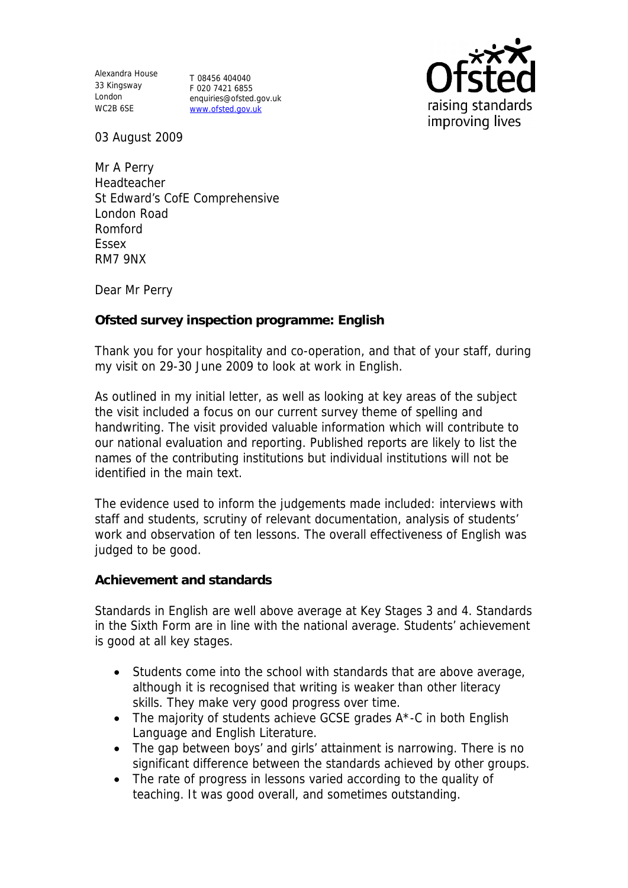Alexandra House
33 Kingsway
London
WC2B 6SE

T 08456 404040
F 020 7421 6855
enquiries@ofsted.gov.uk
www.ofsted.gov.uk

Ofsted raising standards improving lives

03 August 2009

Mr A Perry
Headteacher
St Edward's CofE Comprehensive
London Road
Romford
Essex
RM7 9NX

Dear Mr Perry

**Ofsted survey inspection programme: English**

Thank you for your hospitality and co-operation, and that of your staff, during my visit on 29-30 June 2009 to look at work in English.

As outlined in my initial letter, as well as looking at key areas of the subject the visit included a focus on our current survey theme of spelling and handwriting. The visit provided valuable information which will contribute to our national evaluation and reporting. Published reports are likely to list the names of the contributing institutions but individual institutions will not be identified in the main text.

The evidence used to inform the judgements made included: interviews with staff and students, scrutiny of relevant documentation, analysis of students' work and observation of ten lessons. The overall effectiveness of English was judged to be good.

**Achievement and standards**

Standards in English are well above average at Key Stages 3 and 4. Standards in the Sixth Form are in line with the national average. Students' achievement is good at all key stages.

- Students come into the school with standards that are above average, although it is recognised that writing is weaker than other literacy skills. They make very good progress over time.
- The majority of students achieve GCSE grades A*-C in both English Language and English Literature.
- The gap between boys' and girls' attainment is narrowing. There is no significant difference between the standards achieved by other groups.
- The rate of progress in lessons varied according to the quality of teaching. It was good overall, and sometimes outstanding.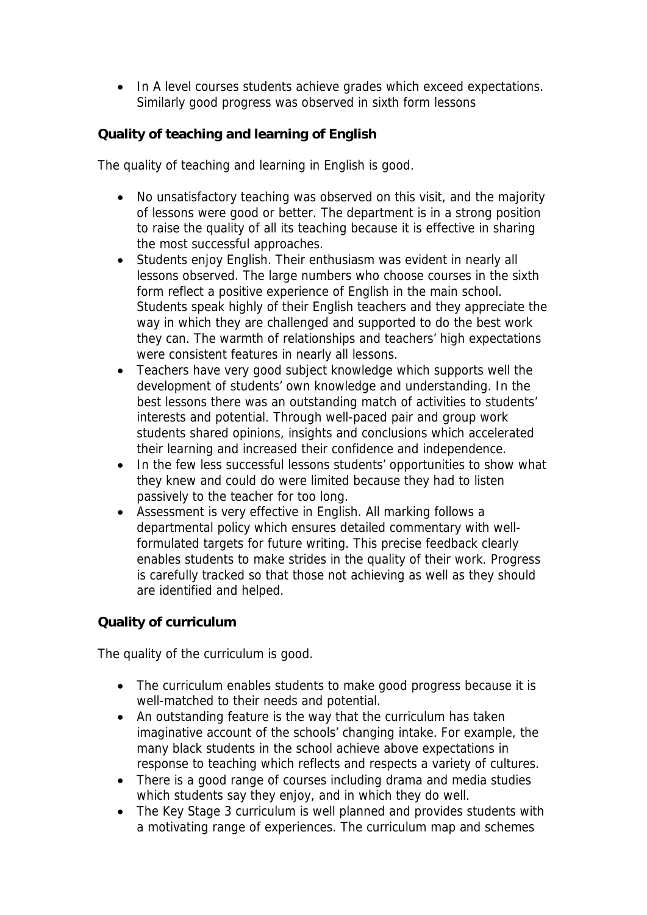- In A level courses students achieve grades which exceed expectations. Similarly good progress was observed in sixth form lessons

**Quality of teaching and learning of English**

The quality of teaching and learning in English is good.

- No unsatisfactory teaching was observed on this visit, and the majority of lessons were good or better. The department is in a strong position to raise the quality of all its teaching because it is effective in sharing the most successful approaches.
- Students enjoy English. Their enthusiasm was evident in nearly all lessons observed. The large numbers who choose courses in the sixth form reflect a positive experience of English in the main school. Students speak highly of their English teachers and they appreciate the way in which they are challenged and supported to do the best work they can. The warmth of relationships and teachers' high expectations were consistent features in nearly all lessons.
- Teachers have very good subject knowledge which supports well the development of students' own knowledge and understanding. In the best lessons there was an outstanding match of activities to students' interests and potential. Through well-paced pair and group work students shared opinions, insights and conclusions which accelerated their learning and increased their confidence and independence.
- In the few less successful lessons students' opportunities to show what they knew and could do were limited because they had to listen passively to the teacher for too long.
- Assessment is very effective in English. All marking follows a departmental policy which ensures detailed commentary with well-formulated targets for future writing. This precise feedback clearly enables students to make strides in the quality of their work. Progress is carefully tracked so that those not achieving as well as they should are identified and helped.

**Quality of curriculum**

The quality of the curriculum is good.

- The curriculum enables students to make good progress because it is well-matched to their needs and potential.
- An outstanding feature is the way that the curriculum has taken imaginative account of the schools' changing intake. For example, the many black students in the school achieve above expectations in response to teaching which reflects and respects a variety of cultures.
- There is a good range of courses including drama and media studies which students say they enjoy, and in which they do well.
- The Key Stage 3 curriculum is well planned and provides students with a motivating range of experiences. The curriculum map and schemes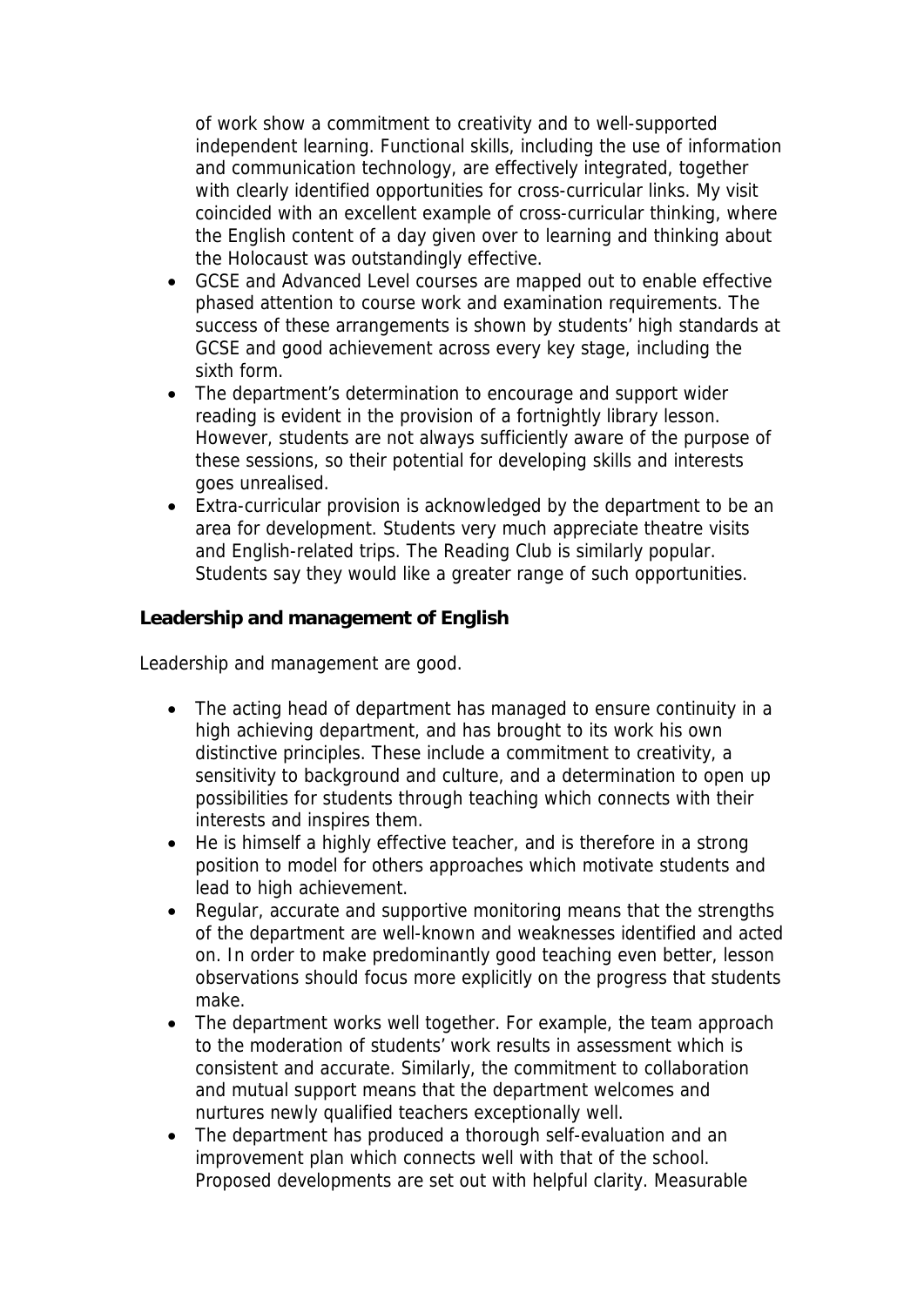of work show a commitment to creativity and to well-supported independent learning. Functional skills, including the use of information and communication technology, are effectively integrated, together with clearly identified opportunities for cross-curricular links. My visit coincided with an excellent example of cross-curricular thinking, where the English content of a day given over to learning and thinking about the Holocaust was outstandingly effective.

- GCSE and Advanced Level courses are mapped out to enable effective phased attention to course work and examination requirements. The success of these arrangements is shown by students' high standards at GCSE and good achievement across every key stage, including the sixth form.
- The department's determination to encourage and support wider reading is evident in the provision of a fortnightly library lesson. However, students are not always sufficiently aware of the purpose of these sessions, so their potential for developing skills and interests goes unrealised.
- Extra-curricular provision is acknowledged by the department to be an area for development. Students very much appreciate theatre visits and English-related trips. The Reading Club is similarly popular. Students say they would like a greater range of such opportunities.

**Leadership and management of English**

Leadership and management are good.

- The acting head of department has managed to ensure continuity in a high achieving department, and has brought to its work his own distinctive principles. These include a commitment to creativity, a sensitivity to background and culture, and a determination to open up possibilities for students through teaching which connects with their interests and inspires them.
- He is himself a highly effective teacher, and is therefore in a strong position to model for others approaches which motivate students and lead to high achievement.
- Regular, accurate and supportive monitoring means that the strengths of the department are well-known and weaknesses identified and acted on. In order to make predominantly good teaching even better, lesson observations should focus more explicitly on the progress that students make.
- The department works well together. For example, the team approach to the moderation of students' work results in assessment which is consistent and accurate. Similarly, the commitment to collaboration and mutual support means that the department welcomes and nurtures newly qualified teachers exceptionally well.
- The department has produced a thorough self-evaluation and an improvement plan which connects well with that of the school. Proposed developments are set out with helpful clarity. Measurable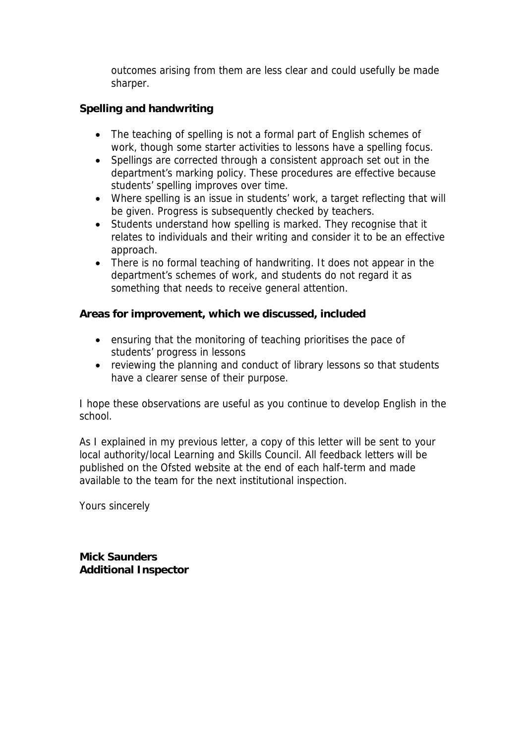outcomes arising from them are less clear and could usefully be made sharper.

**Spelling and handwriting**

- The teaching of spelling is not a formal part of English schemes of work, though some starter activities to lessons have a spelling focus.
- Spellings are corrected through a consistent approach set out in the department's marking policy. These procedures are effective because students' spelling improves over time.
- Where spelling is an issue in students' work, a target reflecting that will be given. Progress is subsequently checked by teachers.
- Students understand how spelling is marked. They recognise that it relates to individuals and their writing and consider it to be an effective approach.
- There is no formal teaching of handwriting. It does not appear in the department's schemes of work, and students do not regard it as something that needs to receive general attention.

**Areas for improvement, which we discussed, included**

- ensuring that the monitoring of teaching prioritises the pace of students' progress in lessons
- reviewing the planning and conduct of library lessons so that students have a clearer sense of their purpose.

I hope these observations are useful as you continue to develop English in the school.

As I explained in my previous letter, a copy of this letter will be sent to your local authority/local Learning and Skills Council. All feedback letters will be published on the Ofsted website at the end of each half-term and made available to the team for the next institutional inspection.

Yours sincerely

**Mick Saunders**
**Additional Inspector**